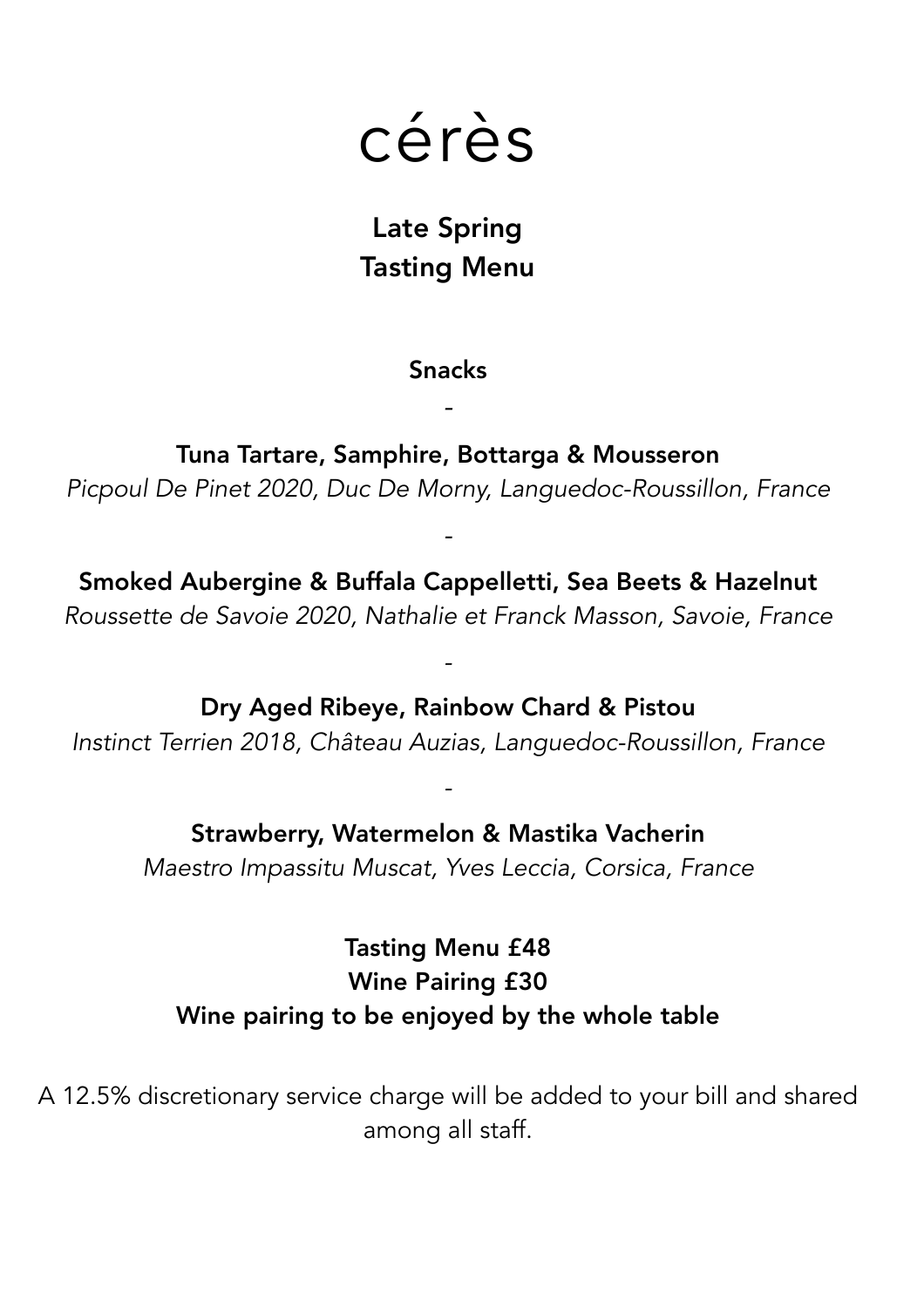# cérès

## Late Spring
## Tasting Menu

**Snacks**

-

**Tuna Tartare, Samphire, Bottarga & Mousseron**

*Picpoul De Pinet 2020, Duc De Morny, Languedoc-Roussillon, France*

-

**Smoked Aubergine & Buffala Cappelletti, Sea Beets & Hazelnut**

*Roussette de Savoie 2020, Nathalie et Franck Masson, Savoie, France*

-

**Dry Aged Ribeye, Rainbow Chard & Pistou**

*Instinct Terrien 2018, Château Auzias, Languedoc-Roussillon, France*

-

**Strawberry, Watermelon & Mastika Vacherin**

*Maestro Impassitu Muscat, Yves Leccia, Corsica, France*

**Tasting Menu £48**
**Wine Pairing £30**
**Wine pairing to be enjoyed by the whole table**

A 12.5% discretionary service charge will be added to your bill and shared among all staff.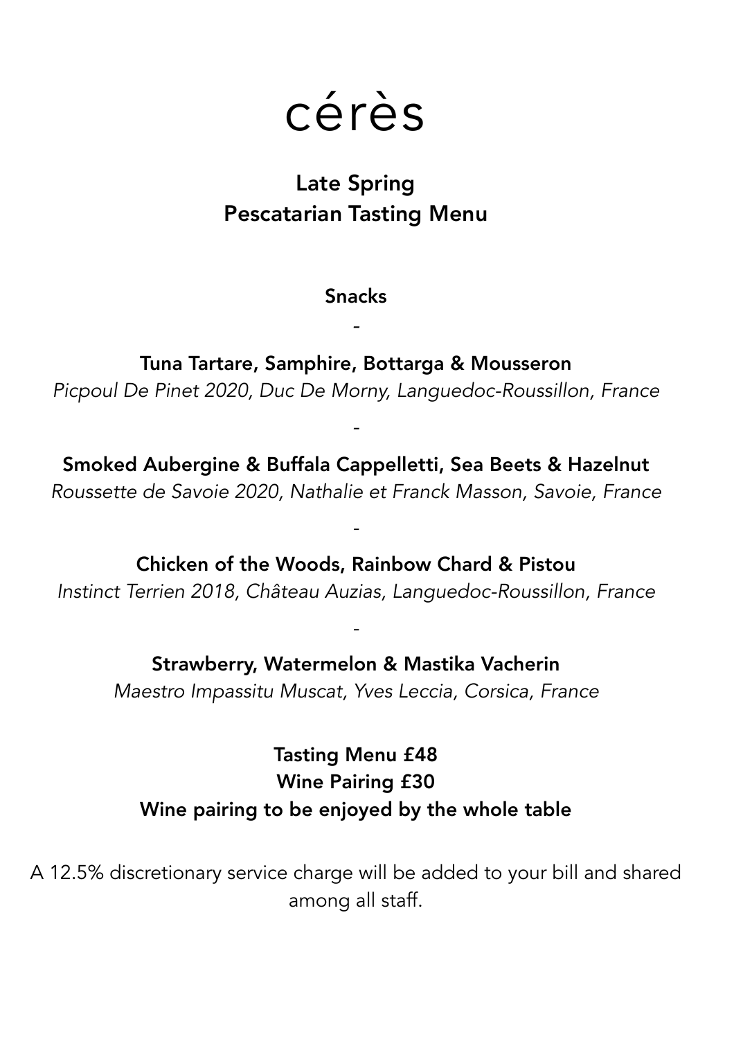# cérès

## Late Spring
## Pescatarian Tasting Menu

**Snacks**

-

**Tuna Tartare, Samphire, Bottarga & Mousseron**
*Picpoul De Pinet 2020, Duc De Morny, Languedoc-Roussillon, France*

-

**Smoked Aubergine & Buffala Cappelletti, Sea Beets & Hazelnut**
*Roussette de Savoie 2020, Nathalie et Franck Masson, Savoie, France*

-

**Chicken of the Woods, Rainbow Chard & Pistou**
*Instinct Terrien 2018, Château Auzias, Languedoc-Roussillon, France*

-

**Strawberry, Watermelon & Mastika Vacherin**
*Maestro Impassitu Muscat, Yves Leccia, Corsica, France*

**Tasting Menu £48**
**Wine Pairing £30**
**Wine pairing to be enjoyed by the whole table**

A 12.5% discretionary service charge will be added to your bill and shared among all staff.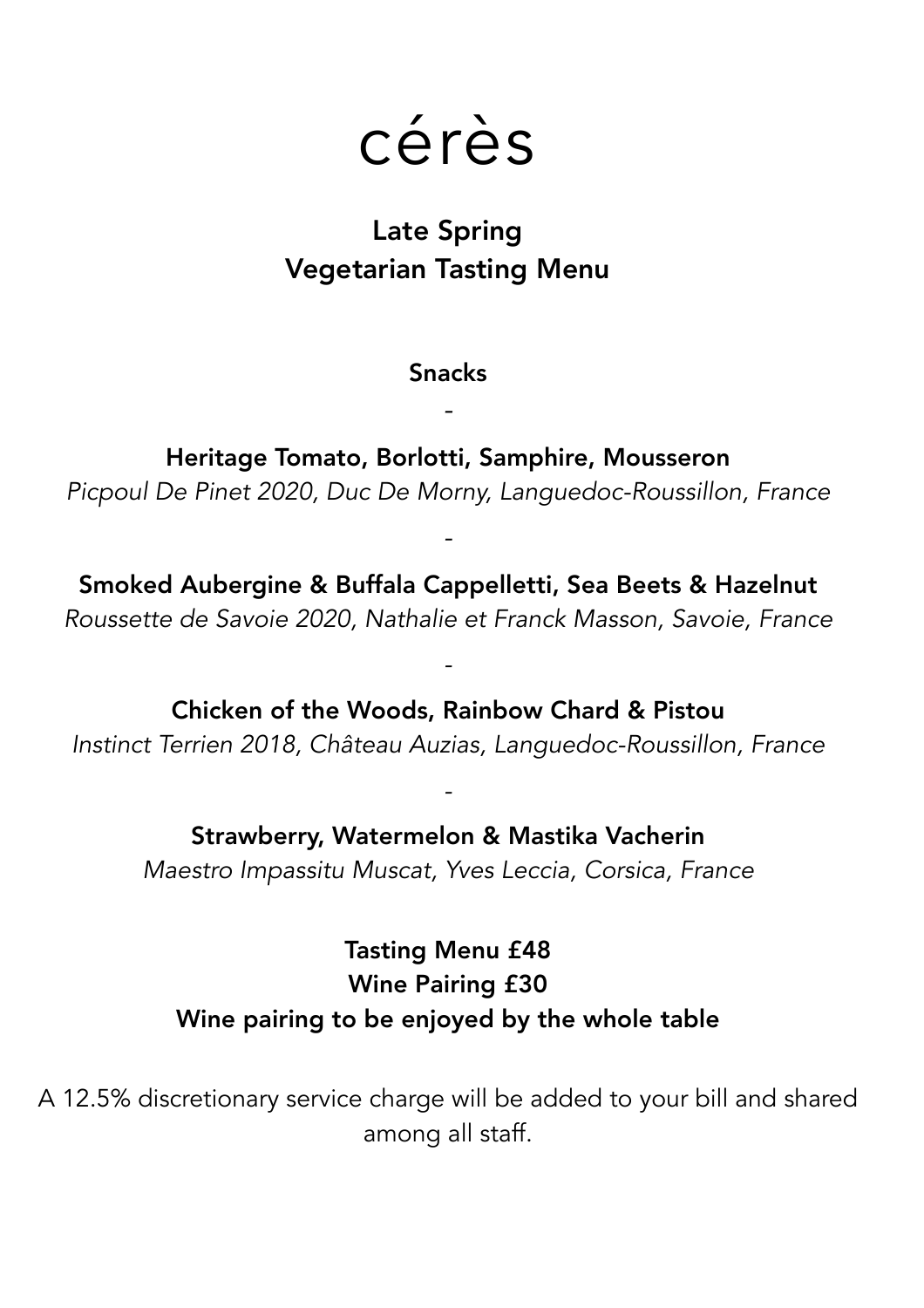# cérès

## Late Spring
## Vegetarian Tasting Menu

**Snacks**

-

**Heritage Tomato, Borlotti, Samphire, Mousseron**
*Picpoul De Pinet 2020, Duc De Morny, Languedoc-Roussillon, France*

-

**Smoked Aubergine & Buffala Cappelletti, Sea Beets & Hazelnut**
*Roussette de Savoie 2020, Nathalie et Franck Masson, Savoie, France*

-

**Chicken of the Woods, Rainbow Chard & Pistou**
*Instinct Terrien 2018, Château Auzias, Languedoc-Roussillon, France*

-

**Strawberry, Watermelon & Mastika Vacherin**
*Maestro Impassitu Muscat, Yves Leccia, Corsica, France*

**Tasting Menu £48**
**Wine Pairing £30**
**Wine pairing to be enjoyed by the whole table**

A 12.5% discretionary service charge will be added to your bill and shared among all staff.